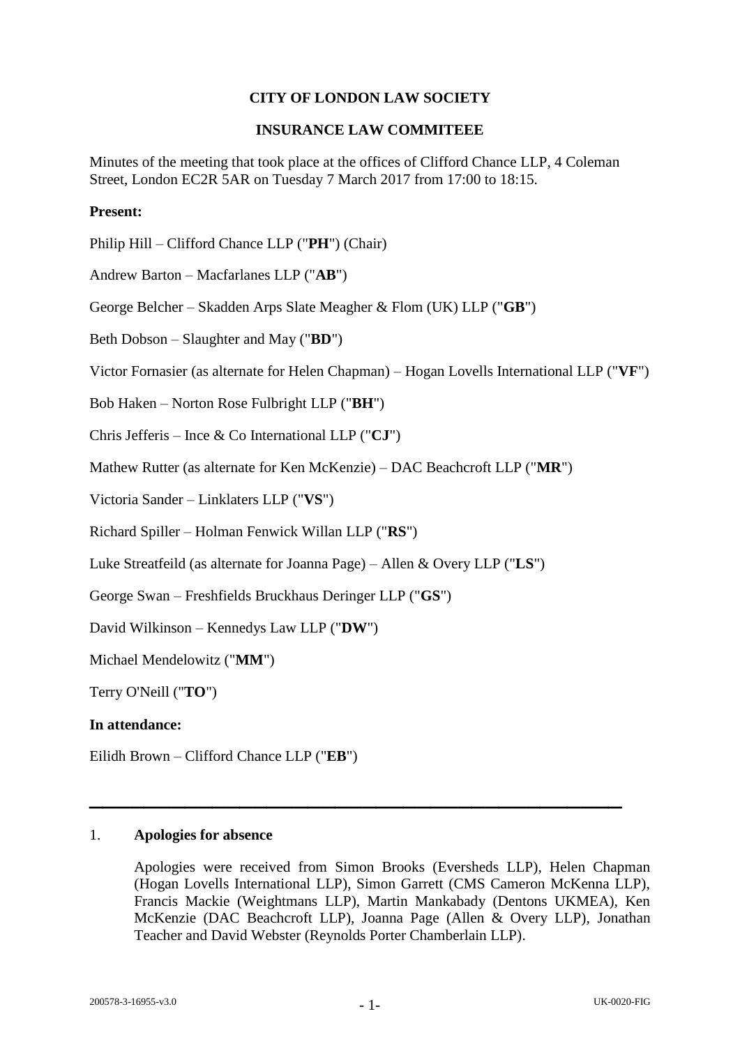**CITY OF LONDON LAW SOCIETY**

**INSURANCE LAW COMMITEEE**

Minutes of the meeting that took place at the offices of Clifford Chance LLP, 4 Coleman Street, London EC2R 5AR on Tuesday 7 March 2017 from 17:00 to 18:15.

**Present:**

Philip Hill – Clifford Chance LLP ("**PH**") (Chair)

Andrew Barton – Macfarlanes LLP ("**AB**")

George Belcher – Skadden Arps Slate Meagher & Flom (UK) LLP ("**GB**")

Beth Dobson – Slaughter and May ("**BD**")

Victor Fornasier (as alternate for Helen Chapman) – Hogan Lovells International LLP ("**VF**")

Bob Haken – Norton Rose Fulbright LLP ("**BH**")

Chris Jefferis – Ince & Co International LLP ("**CJ**")

Mathew Rutter (as alternate for Ken McKenzie) – DAC Beachcroft LLP ("**MR**")

Victoria Sander – Linklaters LLP ("**VS**")

Richard Spiller – Holman Fenwick Willan LLP ("**RS**")

Luke Streatfeild (as alternate for Joanna Page) – Allen & Overy LLP ("**LS**")

George Swan – Freshfields Bruckhaus Deringer LLP ("**GS**")

David Wilkinson – Kennedys Law LLP ("**DW**")

Michael Mendelowitz ("**MM**")

Terry O'Neill ("**TO**")

**In attendance:**

Eilidh Brown – Clifford Chance LLP ("**EB**")

---

1. **Apologies for absence**

   Apologies were received from Simon Brooks (Eversheds LLP), Helen Chapman (Hogan Lovells International LLP), Simon Garrett (CMS Cameron McKenna LLP), Francis Mackie (Weightmans LLP), Martin Mankabady (Dentons UKMEA), Ken McKenzie (DAC Beachcroft LLP), Joanna Page (Allen & Overy LLP), Jonathan Teacher and David Webster (Reynolds Porter Chamberlain LLP).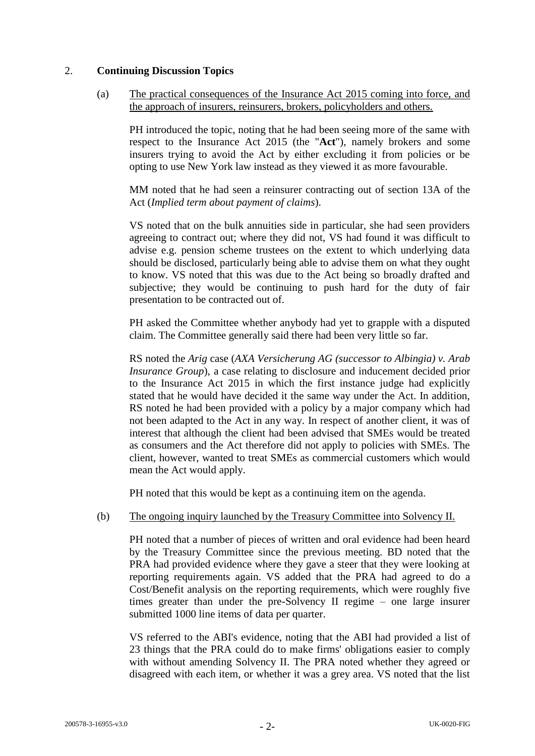## 2. **Continuing Discussion Topics**

(a) The practical consequences of the Insurance Act 2015 coming into force, and the approach of insurers, reinsurers, brokers, policyholders and others.

PH introduced the topic, noting that he had been seeing more of the same with respect to the Insurance Act 2015 (the "**Act**"), namely brokers and some insurers trying to avoid the Act by either excluding it from policies or be opting to use New York law instead as they viewed it as more favourable.

MM noted that he had seen a reinsurer contracting out of section 13A of the Act (*Implied term about payment of claims*).

VS noted that on the bulk annuities side in particular, she had seen providers agreeing to contract out; where they did not, VS had found it was difficult to advise e.g. pension scheme trustees on the extent to which underlying data should be disclosed, particularly being able to advise them on what they ought to know. VS noted that this was due to the Act being so broadly drafted and subjective; they would be continuing to push hard for the duty of fair presentation to be contracted out of.

PH asked the Committee whether anybody had yet to grapple with a disputed claim. The Committee generally said there had been very little so far.

RS noted the *Arig* case (*AXA Versicherung AG (successor to Albingia) v. Arab Insurance Group*), a case relating to disclosure and inducement decided prior to the Insurance Act 2015 in which the first instance judge had explicitly stated that he would have decided it the same way under the Act. In addition, RS noted he had been provided with a policy by a major company which had not been adapted to the Act in any way. In respect of another client, it was of interest that although the client had been advised that SMEs would be treated as consumers and the Act therefore did not apply to policies with SMEs. The client, however, wanted to treat SMEs as commercial customers which would mean the Act would apply.

PH noted that this would be kept as a continuing item on the agenda.

(b) The ongoing inquiry launched by the Treasury Committee into Solvency II.

PH noted that a number of pieces of written and oral evidence had been heard by the Treasury Committee since the previous meeting. BD noted that the PRA had provided evidence where they gave a steer that they were looking at reporting requirements again. VS added that the PRA had agreed to do a Cost/Benefit analysis on the reporting requirements, which were roughly five times greater than under the pre-Solvency II regime – one large insurer submitted 1000 line items of data per quarter.

VS referred to the ABI's evidence, noting that the ABI had provided a list of 23 things that the PRA could do to make firms' obligations easier to comply with without amending Solvency II. The PRA noted whether they agreed or disagreed with each item, or whether it was a grey area. VS noted that the list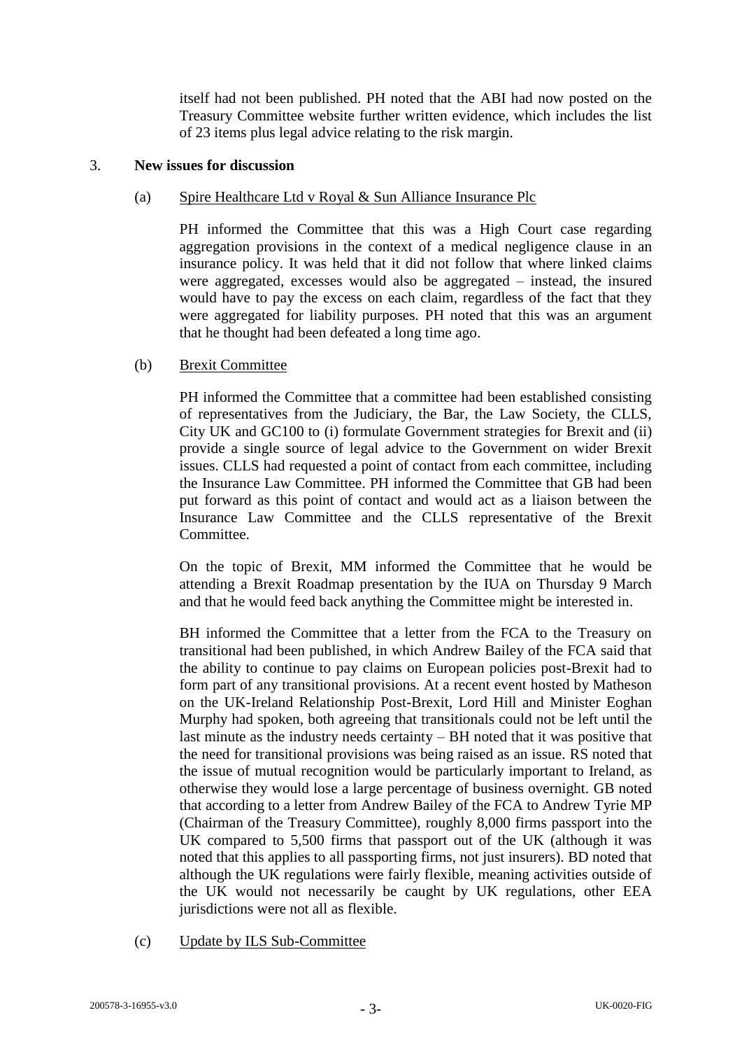itself had not been published. PH noted that the ABI had now posted on the Treasury Committee website further written evidence, which includes the list of 23 items plus legal advice relating to the risk margin.

3. **New issues for discussion**

(a) Spire Healthcare Ltd v Royal & Sun Alliance Insurance Plc

PH informed the Committee that this was a High Court case regarding aggregation provisions in the context of a medical negligence clause in an insurance policy. It was held that it did not follow that where linked claims were aggregated, excesses would also be aggregated – instead, the insured would have to pay the excess on each claim, regardless of the fact that they were aggregated for liability purposes. PH noted that this was an argument that he thought had been defeated a long time ago.

(b) Brexit Committee

PH informed the Committee that a committee had been established consisting of representatives from the Judiciary, the Bar, the Law Society, the CLLS, City UK and GC100 to (i) formulate Government strategies for Brexit and (ii) provide a single source of legal advice to the Government on wider Brexit issues. CLLS had requested a point of contact from each committee, including the Insurance Law Committee. PH informed the Committee that GB had been put forward as this point of contact and would act as a liaison between the Insurance Law Committee and the CLLS representative of the Brexit Committee.

On the topic of Brexit, MM informed the Committee that he would be attending a Brexit Roadmap presentation by the IUA on Thursday 9 March and that he would feed back anything the Committee might be interested in.

BH informed the Committee that a letter from the FCA to the Treasury on transitional had been published, in which Andrew Bailey of the FCA said that the ability to continue to pay claims on European policies post-Brexit had to form part of any transitional provisions. At a recent event hosted by Matheson on the UK-Ireland Relationship Post-Brexit, Lord Hill and Minister Eoghan Murphy had spoken, both agreeing that transitionals could not be left until the last minute as the industry needs certainty – BH noted that it was positive that the need for transitional provisions was being raised as an issue. RS noted that the issue of mutual recognition would be particularly important to Ireland, as otherwise they would lose a large percentage of business overnight. GB noted that according to a letter from Andrew Bailey of the FCA to Andrew Tyrie MP (Chairman of the Treasury Committee), roughly 8,000 firms passport into the UK compared to 5,500 firms that passport out of the UK (although it was noted that this applies to all passporting firms, not just insurers). BD noted that although the UK regulations were fairly flexible, meaning activities outside of the UK would not necessarily be caught by UK regulations, other EEA jurisdictions were not all as flexible.

(c) Update by ILS Sub-Committee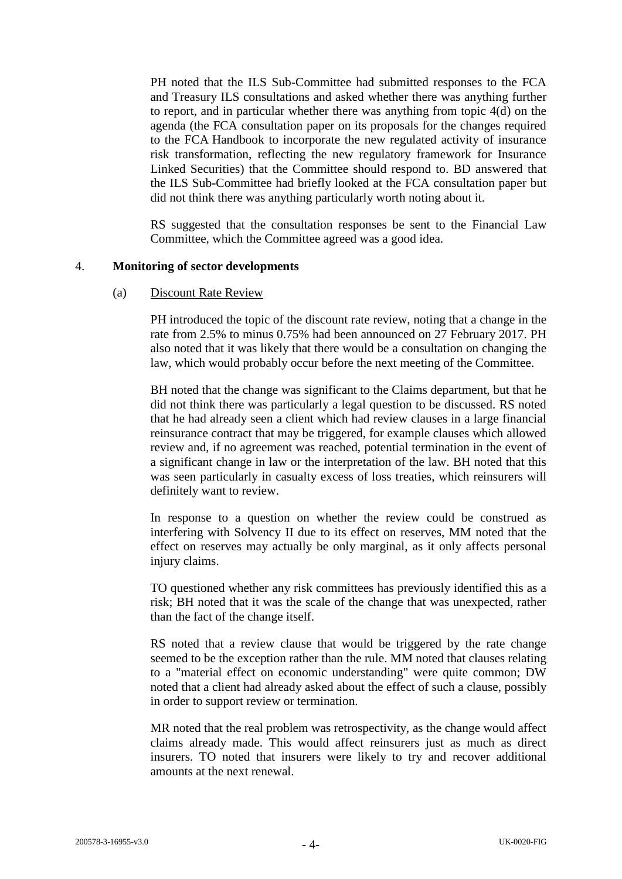PH noted that the ILS Sub-Committee had submitted responses to the FCA and Treasury ILS consultations and asked whether there was anything further to report, and in particular whether there was anything from topic 4(d) on the agenda (the FCA consultation paper on its proposals for the changes required to the FCA Handbook to incorporate the new regulated activity of insurance risk transformation, reflecting the new regulatory framework for Insurance Linked Securities) that the Committee should respond to. BD answered that the ILS Sub-Committee had briefly looked at the FCA consultation paper but did not think there was anything particularly worth noting about it.

RS suggested that the consultation responses be sent to the Financial Law Committee, which the Committee agreed was a good idea.

## 4. **Monitoring of sector developments**

### (a) Discount Rate Review

PH introduced the topic of the discount rate review, noting that a change in the rate from 2.5% to minus 0.75% had been announced on 27 February 2017. PH also noted that it was likely that there would be a consultation on changing the law, which would probably occur before the next meeting of the Committee.

BH noted that the change was significant to the Claims department, but that he did not think there was particularly a legal question to be discussed. RS noted that he had already seen a client which had review clauses in a large financial reinsurance contract that may be triggered, for example clauses which allowed review and, if no agreement was reached, potential termination in the event of a significant change in law or the interpretation of the law. BH noted that this was seen particularly in casualty excess of loss treaties, which reinsurers will definitely want to review.

In response to a question on whether the review could be construed as interfering with Solvency II due to its effect on reserves, MM noted that the effect on reserves may actually be only marginal, as it only affects personal injury claims.

TO questioned whether any risk committees has previously identified this as a risk; BH noted that it was the scale of the change that was unexpected, rather than the fact of the change itself.

RS noted that a review clause that would be triggered by the rate change seemed to be the exception rather than the rule. MM noted that clauses relating to a "material effect on economic understanding" were quite common; DW noted that a client had already asked about the effect of such a clause, possibly in order to support review or termination.

MR noted that the real problem was retrospectivity, as the change would affect claims already made. This would affect reinsurers just as much as direct insurers. TO noted that insurers were likely to try and recover additional amounts at the next renewal.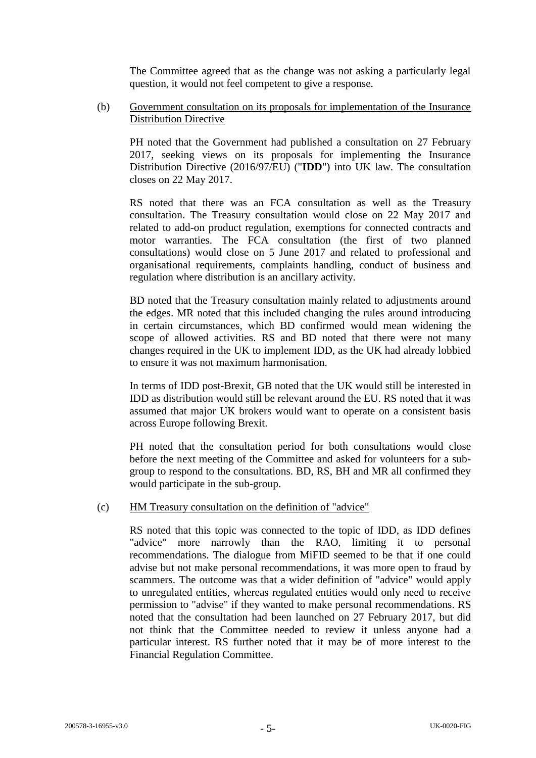The Committee agreed that as the change was not asking a particularly legal question, it would not feel competent to give a response.

(b) <u>Government consultation on its proposals for implementation of the Insurance Distribution Directive</u>

PH noted that the Government had published a consultation on 27 February 2017, seeking views on its proposals for implementing the Insurance Distribution Directive (2016/97/EU) ("**IDD**") into UK law. The consultation closes on 22 May 2017.

RS noted that there was an FCA consultation as well as the Treasury consultation. The Treasury consultation would close on 22 May 2017 and related to add-on product regulation, exemptions for connected contracts and motor warranties. The FCA consultation (the first of two planned consultations) would close on 5 June 2017 and related to professional and organisational requirements, complaints handling, conduct of business and regulation where distribution is an ancillary activity.

BD noted that the Treasury consultation mainly related to adjustments around the edges. MR noted that this included changing the rules around introducing in certain circumstances, which BD confirmed would mean widening the scope of allowed activities. RS and BD noted that there were not many changes required in the UK to implement IDD, as the UK had already lobbied to ensure it was not maximum harmonisation.

In terms of IDD post-Brexit, GB noted that the UK would still be interested in IDD as distribution would still be relevant around the EU. RS noted that it was assumed that major UK brokers would want to operate on a consistent basis across Europe following Brexit.

PH noted that the consultation period for both consultations would close before the next meeting of the Committee and asked for volunteers for a sub-group to respond to the consultations. BD, RS, BH and MR all confirmed they would participate in the sub-group.

(c) <u>HM Treasury consultation on the definition of "advice"</u>

RS noted that this topic was connected to the topic of IDD, as IDD defines "advice" more narrowly than the RAO, limiting it to personal recommendations. The dialogue from MiFID seemed to be that if one could advise but not make personal recommendations, it was more open to fraud by scammers. The outcome was that a wider definition of "advice" would apply to unregulated entities, whereas regulated entities would only need to receive permission to "advise" if they wanted to make personal recommendations. RS noted that the consultation had been launched on 27 February 2017, but did not think that the Committee needed to review it unless anyone had a particular interest. RS further noted that it may be of more interest to the Financial Regulation Committee.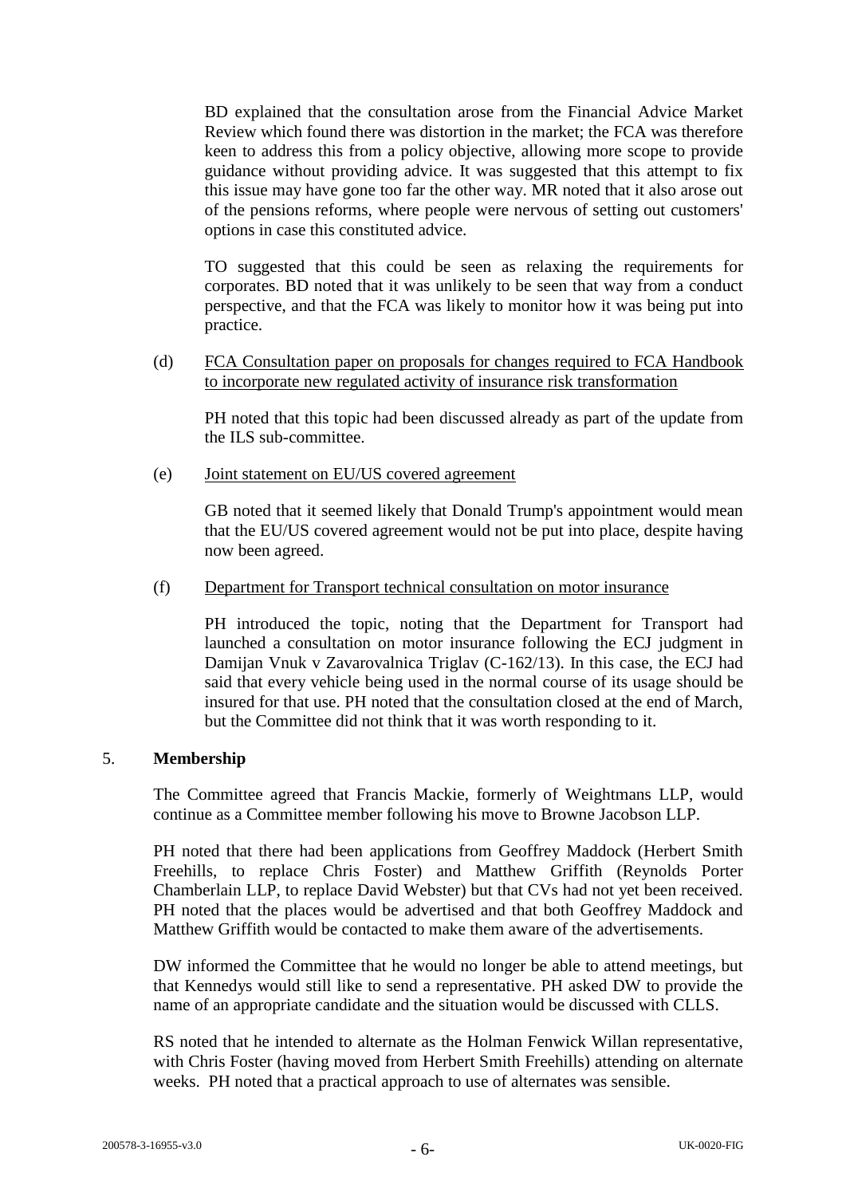BD explained that the consultation arose from the Financial Advice Market Review which found there was distortion in the market; the FCA was therefore keen to address this from a policy objective, allowing more scope to provide guidance without providing advice. It was suggested that this attempt to fix this issue may have gone too far the other way. MR noted that it also arose out of the pensions reforms, where people were nervous of setting out customers' options in case this constituted advice.

TO suggested that this could be seen as relaxing the requirements for corporates. BD noted that it was unlikely to be seen that way from a conduct perspective, and that the FCA was likely to monitor how it was being put into practice.

(d) FCA Consultation paper on proposals for changes required to FCA Handbook to incorporate new regulated activity of insurance risk transformation

PH noted that this topic had been discussed already as part of the update from the ILS sub-committee.

(e) Joint statement on EU/US covered agreement

GB noted that it seemed likely that Donald Trump's appointment would mean that the EU/US covered agreement would not be put into place, despite having now been agreed.

(f) Department for Transport technical consultation on motor insurance

PH introduced the topic, noting that the Department for Transport had launched a consultation on motor insurance following the ECJ judgment in Damijan Vnuk v Zavarovalnica Triglav (C-162/13). In this case, the ECJ had said that every vehicle being used in the normal course of its usage should be insured for that use. PH noted that the consultation closed at the end of March, but the Committee did not think that it was worth responding to it.

## 5. Membership

The Committee agreed that Francis Mackie, formerly of Weightmans LLP, would continue as a Committee member following his move to Browne Jacobson LLP.

PH noted that there had been applications from Geoffrey Maddock (Herbert Smith Freehills, to replace Chris Foster) and Matthew Griffith (Reynolds Porter Chamberlain LLP, to replace David Webster) but that CVs had not yet been received. PH noted that the places would be advertised and that both Geoffrey Maddock and Matthew Griffith would be contacted to make them aware of the advertisements.

DW informed the Committee that he would no longer be able to attend meetings, but that Kennedys would still like to send a representative. PH asked DW to provide the name of an appropriate candidate and the situation would be discussed with CLLS.

RS noted that he intended to alternate as the Holman Fenwick Willan representative, with Chris Foster (having moved from Herbert Smith Freehills) attending on alternate weeks. PH noted that a practical approach to use of alternates was sensible.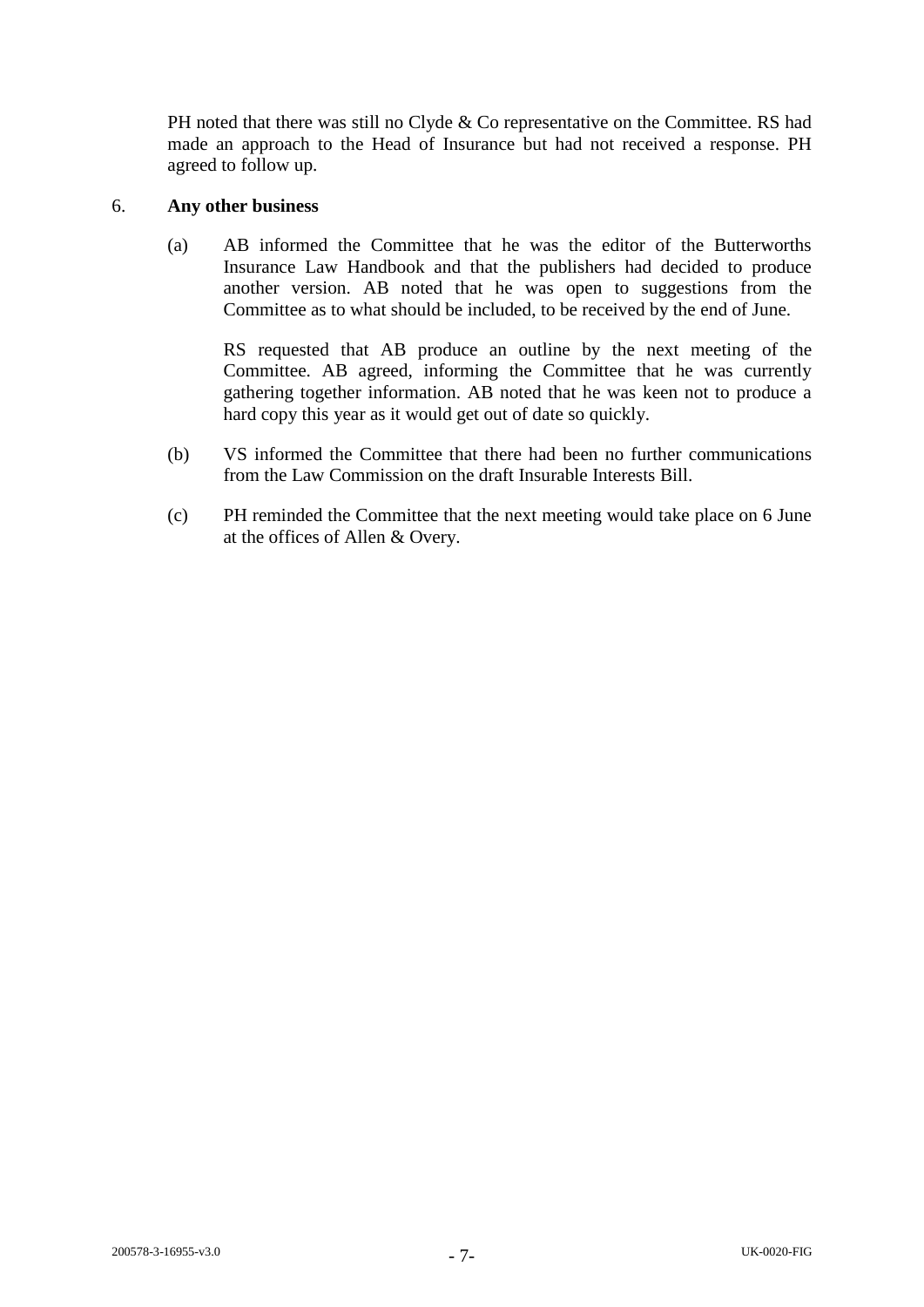PH noted that there was still no Clyde & Co representative on the Committee. RS had made an approach to the Head of Insurance but had not received a response. PH agreed to follow up.

6. **Any other business**

(a) AB informed the Committee that he was the editor of the Butterworths Insurance Law Handbook and that the publishers had decided to produce another version. AB noted that he was open to suggestions from the Committee as to what should be included, to be received by the end of June.

RS requested that AB produce an outline by the next meeting of the Committee. AB agreed, informing the Committee that he was currently gathering together information. AB noted that he was keen not to produce a hard copy this year as it would get out of date so quickly.

(b) VS informed the Committee that there had been no further communications from the Law Commission on the draft Insurable Interests Bill.

(c) PH reminded the Committee that the next meeting would take place on 6 June at the offices of Allen & Overy.